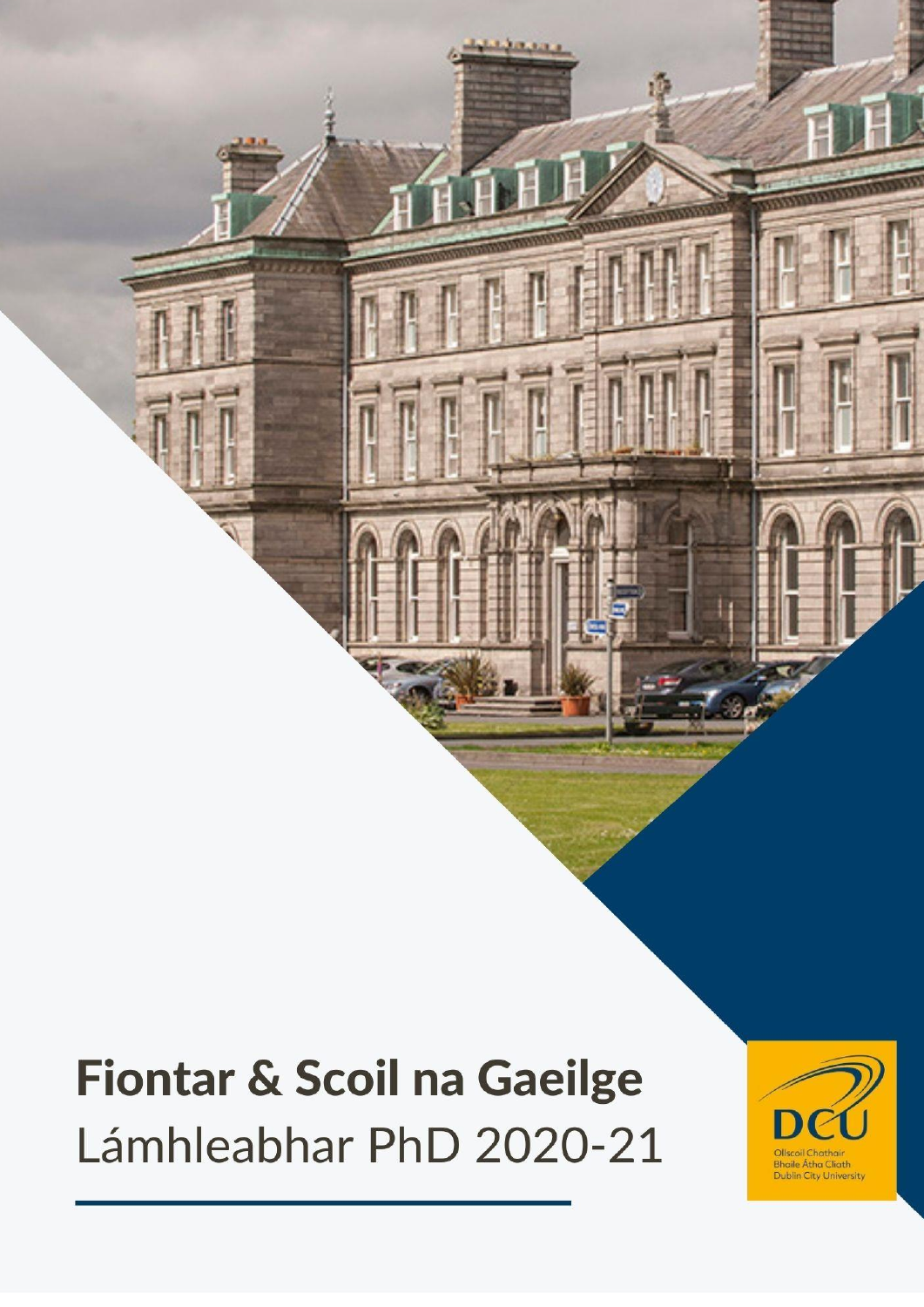# Fiontar & Scoil na Gaeilge

Lámhleabhar PhD 2020-21

DCU

Ollscoil Chathair Bhaile Átha Cliath

Dublin City University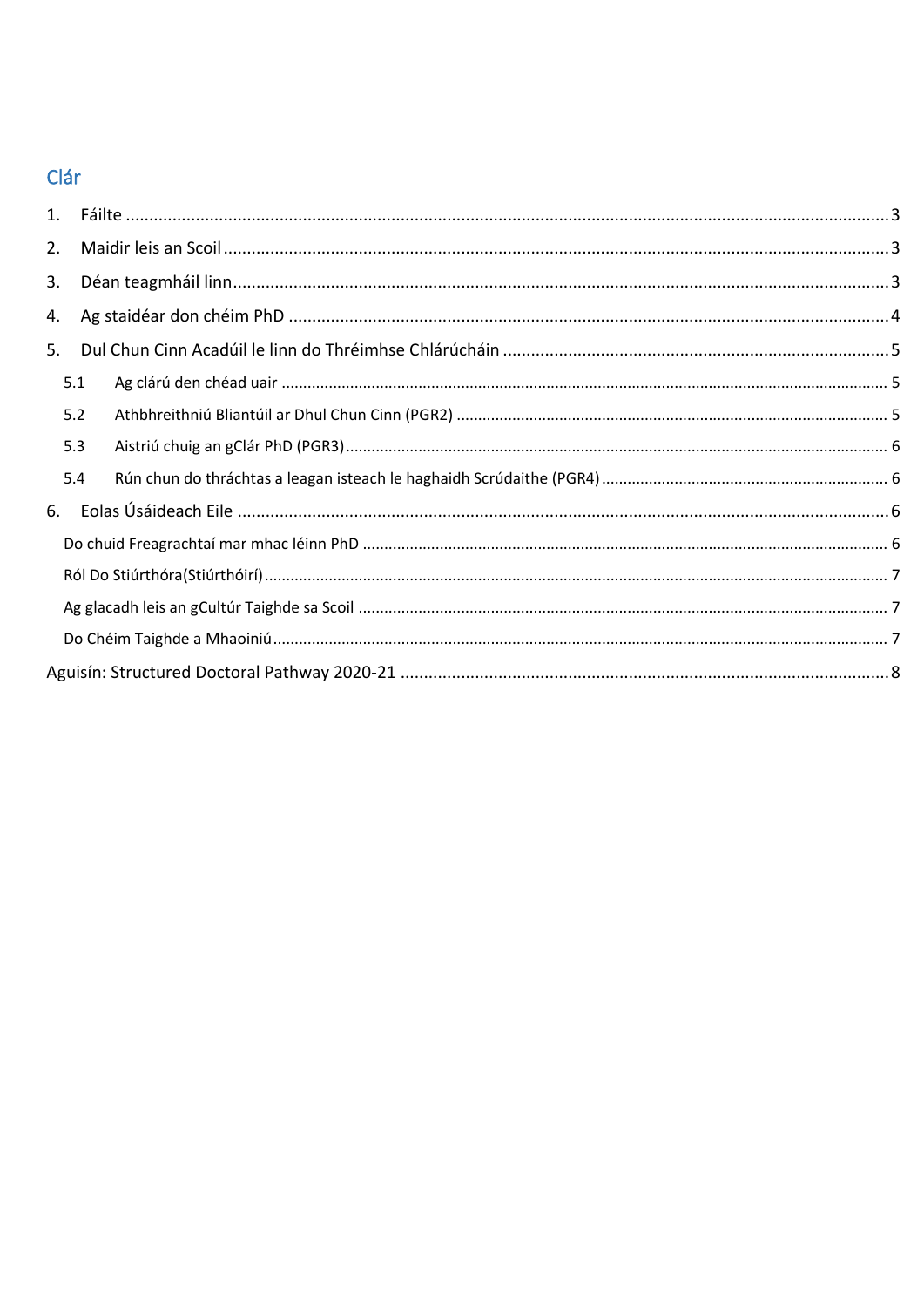## Clár

1. Fáilte ....... 3
2. Maidir leis an Scoil ....... 3
3. Déan teagmháil linn ....... 3
4. Ag staidéar don chéim PhD ....... 4
5. Dul Chun Cinn Acadúil le linn do Thréimhse Chlárúcháin ....... 5
   - 5.1 Ag clárú den chéad uair ....... 5
   - 5.2 Athbhreithniú Bliantúil ar Dhul Chun Cinn (PGR2) ....... 5
   - 5.3 Aistriú chuig an gClár PhD (PGR3) ....... 6
   - 5.4 Rún chun do thráchtas a leagan isteach le haghaidh Scrúdaithe (PGR4) ....... 6
6. Eolas Úsáideach Eile ....... 6
   - Do chuid Freagrachtaí mar mhac léinn PhD ....... 6
   - Ról Do Stiúrthóra(Stiúrthóirí) ....... 7
   - Ag glacadh leis an gCultúr Taighde sa Scoil ....... 7
   - Do Chéim Taighde a Mhaoiniú ....... 7

Aguisín: Structured Doctoral Pathway 2020-21 ....... 8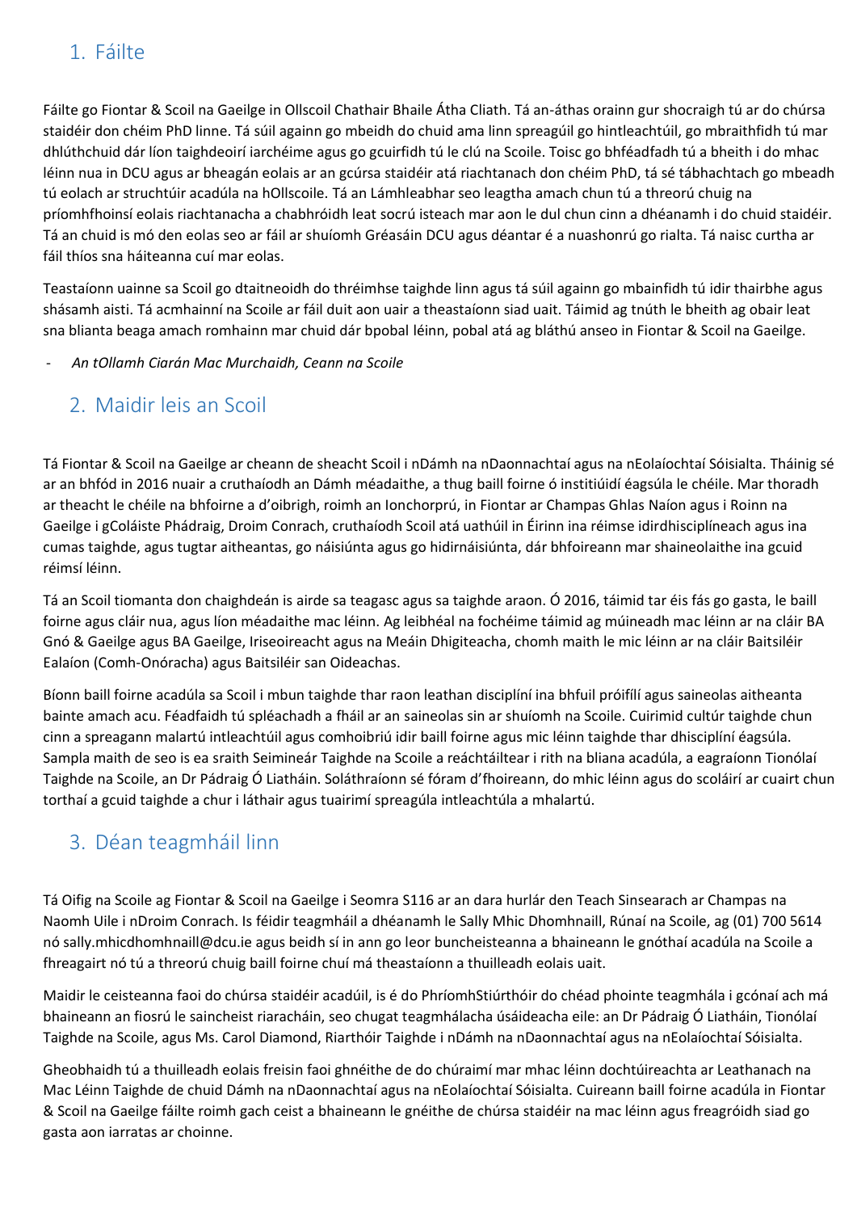## 1. Fáilte

Fáilte go Fiontar & Scoil na Gaeilge in Ollscoil Chathair Bhaile Átha Cliath. Tá an-áthas orainn gur shocraigh tú ar do chúrsa staidéir don chéim PhD linne. Tá súil againn go mbeidh do chuid ama linn spreagúil go hintleachtúil, go mbraithfidh tú mar dhlúthchuid dár líon taighdeoirí iarchéime agus go gcuirfidh tú le clú na Scoile. Toisc go bhféadfadh tú a bheith i do mhac léinn nua in DCU agus ar bheagán eolais ar an gcúrsa staidéir atá riachtanach don chéim PhD, tá sé tábhachtach go mbeadh tú eolach ar struchtúir acadúla na hOllscoile. Tá an Lámhleabhar seo leagtha amach chun tú a threorú chuig na príomhfhoinsí eolais riachtanacha a chabhróidh leat socrú isteach mar aon le dul chun cinn a dhéanamh i do chuid staidéir. Tá an chuid is mó den eolas seo ar fáil ar shuíomh Gréasáin DCU agus déantar é a nuashonrú go rialta. Tá naisc curtha ar fáil thíos sna háiteanna cuí mar eolas.

Teastaíonn uainne sa Scoil go dtaitneoidh do thréimhse taighde linn agus tá súil againn go mbainfidh tú idir thairbhe agus shásamh aisti. Tá acmhainní na Scoile ar fáil duit aon uair a theastaíonn siad uait. Táimid ag tnúth le bheith ag obair leat sna blianta beaga amach romhainn mar chuid dár bpobal léinn, pobal atá ag bláthú anseo in Fiontar & Scoil na Gaeilge.

- *An tOllamh Ciarán Mac Murchaidh, Ceann na Scoile*

## 2. Maidir leis an Scoil

Tá Fiontar & Scoil na Gaeilge ar cheann de sheacht Scoil i nDámh na nDaonnachtaí agus na nEolaíochtaí Sóisialta. Tháinig sé ar an bhfód in 2016 nuair a cruthaíodh an Dámh méadaithe, a thug baill foirne ó institiúidí éagsúla le chéile. Mar thoradh ar theacht le chéile na bhfoirne a d'oibrigh, roimh an Ionchorprú, in Fiontar ar Champas Ghlas Naíon agus i Roinn na Gaeilge i gColáiste Phádraig, Droim Conrach, cruthaíodh Scoil atá uathúil in Éirinn ina réimse idirdhisciplíneach agus ina cumas taighde, agus tugtar aitheantas, go náisiúnta agus go hidirnáisiúnta, dár bhfoireann mar shaineolaithe ina gcuid réimsí léinn.

Tá an Scoil tiomanta don chaighdeán is airde sa teagasc agus sa taighde araon. Ó 2016, táimid tar éis fás go gasta, le baill foirne agus cláir nua, agus líon méadaithe mac léinn. Ag leibhéal na fochéime táimid ag múineadh mac léinn ar na cláir BA Gnó & Gaeilge agus BA Gaeilge, Iriseoireacht agus na Meáin Dhigiteacha, chomh maith le mic léinn ar na cláir Baitsiléir Ealaíon (Comh-Onóracha) agus Baitsiléir san Oideachas.

Bíonn baill foirne acadúla sa Scoil i mbun taighde thar raon leathan disciplíní ina bhfuil próifílí agus saineolas aitheanta bainte amach acu. Féadfaidh tú spléachadh a fháil ar an saineolas sin ar shuíomh na Scoile. Cuirimid cultúr taighde chun cinn a spreagann malartú intleachtúil agus comhoibriú idir baill foirne agus mic léinn taighde thar dhisciplíní éagsúla. Sampla maith de seo is ea sraith Seimineár Taighde na Scoile a reáchtáiltear i rith na bliana acadúla, a eagraíonn Tionólaí Taighde na Scoile, an Dr Pádraig Ó Liatháin. Soláthraíonn sé fóram d'fhoireann, do mhic léinn agus do scoláirí ar cuairt chun torthaí a gcuid taighde a chur i láthair agus tuairimí spreagúla intleachtúla a mhalartú.

## 3. Déan teagmháil linn

Tá Oifig na Scoile ag Fiontar & Scoil na Gaeilge i Seomra S116 ar an dara hurlár den Teach Sinsearach ar Champas na Naomh Uile i nDroim Conrach. Is féidir teagmháil a dhéanamh le Sally Mhic Dhomhnaill, Rúnaí na Scoile, ag (01) 700 5614 nó sally.mhicdhomhnaill@dcu.ie agus beidh sí in ann go leor buncheisteanna a bhaineann le gnóthaí acadúla na Scoile a fhreagairt nó tú a threorú chuig baill foirne chuí má theastaíonn a thuilleadh eolais uait.

Maidir le ceisteanna faoi do chúrsa staidéir acadúil, is é do PhríomhStiúrthóir do chéad phointe teagmhála i gcónaí ach má bhaineann an fiosrú le saincheist riaracháin, seo chugat teagmhálacha úsáideacha eile: an Dr Pádraig Ó Liatháin, Tionólaí Taighde na Scoile, agus Ms. Carol Diamond, Riarthóir Taighde i nDámh na nDaonnachtaí agus na nEolaíochtaí Sóisialta.

Gheobhaidh tú a thuilleadh eolais freisin faoi ghnéithe de do chúraimí mar mhac léinn dochtúireachta ar Leathanach na Mac Léinn Taighde de chuid Dámh na nDaonnachtaí agus na nEolaíochtaí Sóisialta. Cuireann baill foirne acadúla in Fiontar & Scoil na Gaeilge fáilte roimh gach ceist a bhaineann le gnéithe de chúrsa staidéir na mac léinn agus freagróidh siad go gasta aon iarratas ar choinne.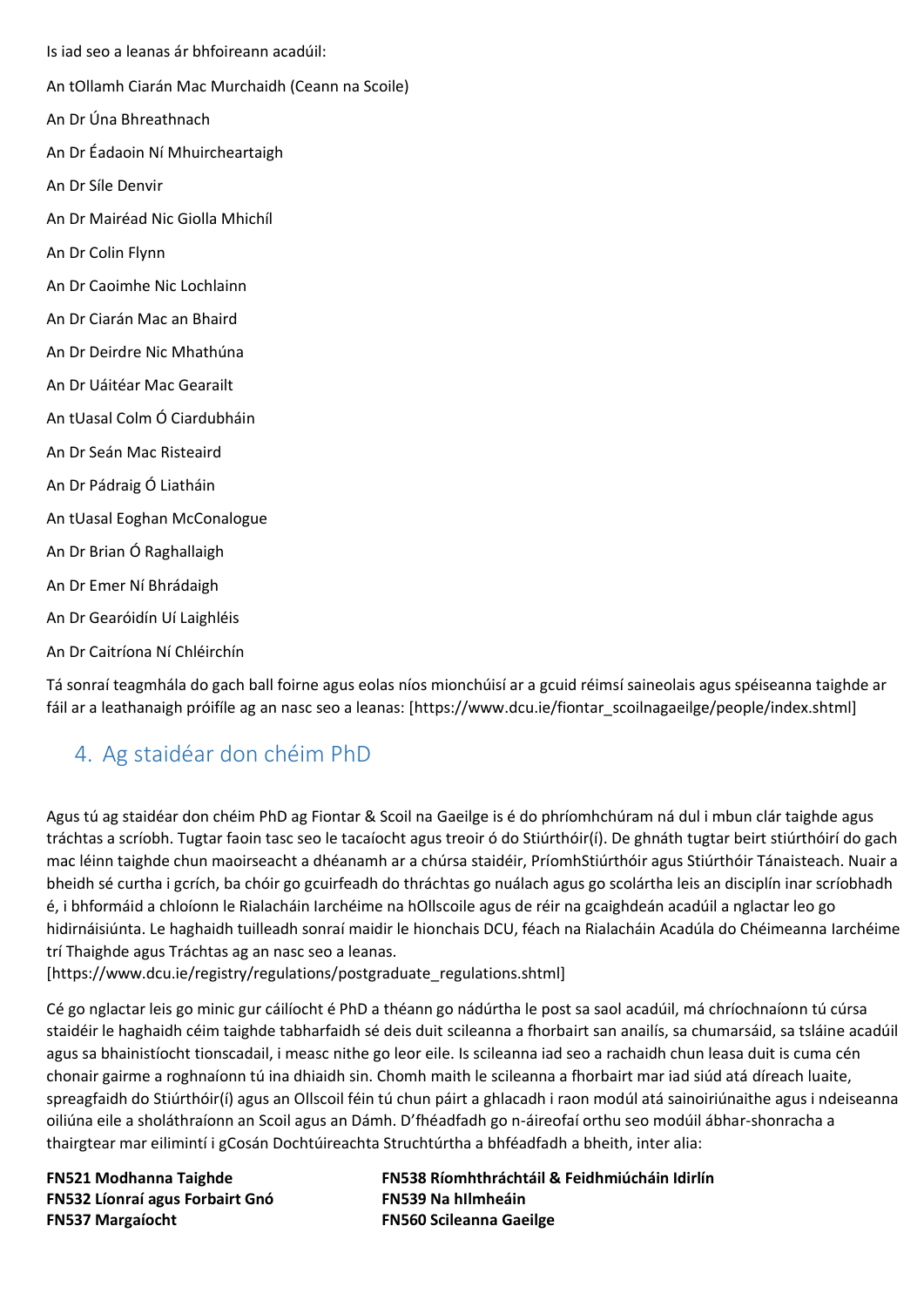Is iad seo a leanas ár bhfoireann acadúil:

An tOllamh Ciarán Mac Murchaidh (Ceann na Scoile)

An Dr Úna Bhreathnach

An Dr Éadaoin Ní Mhuircheartaigh

An Dr Síle Denvir

An Dr Mairéad Nic Giolla Mhichíl

An Dr Colin Flynn

An Dr Caoimhe Nic Lochlainn

An Dr Ciarán Mac an Bhaird

An Dr Deirdre Nic Mhathúna

An Dr Uáitéar Mac Gearailt

An tUasal Colm Ó Ciardubháin

An Dr Seán Mac Risteaird

An Dr Pádraig Ó Liatháin

An tUasal Eoghan McConalogue

An Dr Brian Ó Raghallaigh

An Dr Emer Ní Bhrádaigh

An Dr Gearóidín Uí Laighléis

An Dr Caitríona Ní Chléirchín

Tá sonraí teagmhála do gach ball foirne agus eolas níos mionchúisí ar a gcuid réimsí saineolais agus spéiseanna taighde ar fáil ar a leathanaigh próifíle ag an nasc seo a leanas: [https://www.dcu.ie/fiontar_scoilnagaeilge/people/index.shtml]

## 4. Ag staidéar don chéim PhD

Agus tú ag staidéar don chéim PhD ag Fiontar & Scoil na Gaeilge is é do phríomhchúram ná dul i mbun clár taighde agus tráchtas a scríobh. Tugtar faoin tasc seo le tacaíocht agus treoir ó do Stiúrthóir(í). De ghnáth tugtar beirt stiúrthóirí do gach mac léinn taighde chun maoirseacht a dhéanamh ar a chúrsa staidéir, PríomhStiúrthóir agus Stiúrthóir Tánaisteach. Nuair a bheidh sé curtha i gcrích, ba chóir go gcuirfeadh do thráchtas go nuálach agus go scolártha leis an disciplín inar scríobhadh é, i bhformáid a chloíonn le Rialacháin Iarchéime na hOllscoile agus de réir na gcaighdeán acadúil a nglactar leo go hidirnáisiúnta. Le haghaidh tuilleadh sonraí maidir le hionchais DCU, féach na Rialacháin Acadúla do Chéimeanna Iarchéime trí Thaighde agus Tráchtas ag an nasc seo a leanas.
[https://www.dcu.ie/registry/regulations/postgraduate_regulations.shtml]

Cé go nglactar leis go minic gur cáilíocht é PhD a théann go nádúrtha le post sa saol acadúil, má chríochnaíonn tú cúrsa staidéir le haghaidh céim taighde tabharfaidh sé deis duit scileanna a fhorbairt san anailís, sa chumarsáid, sa tsláine acadúil agus sa bhainistíocht tionscadail, i measc nithe go leor eile. Is scileanna iad seo a rachaidh chun leasa duit is cuma cén chonair gairme a roghnaíonn tú ina dhiaidh sin. Chomh maith le scileanna a fhorbairt mar iad siúd atá díreach luaite, spreagfaidh do Stiúrthóir(í) agus an Ollscoil féin tú chun páirt a ghlacadh i raon modúl atá sainoiriúnaithe agus i ndeiseanna oiliúna eile a sholáthraíonn an Scoil agus an Dámh. D'fhéadfadh go n-áireofaí orthu seo modúil ábhar-shonracha a thairgtear mar eilimintí i gCosán Dochtúireachta Struchtúrtha a bhféadfadh a bheith, inter alia:

**FN521 Modhanna Taighde**
**FN532 Líonraí agus Forbairt Gnó**
**FN537 Margaíocht**
**FN538 Ríomhthráchtáil & Feidhmiúcháin Idirlín**
**FN539 Na hIlmheáin**
**FN560 Scileanna Gaeilge**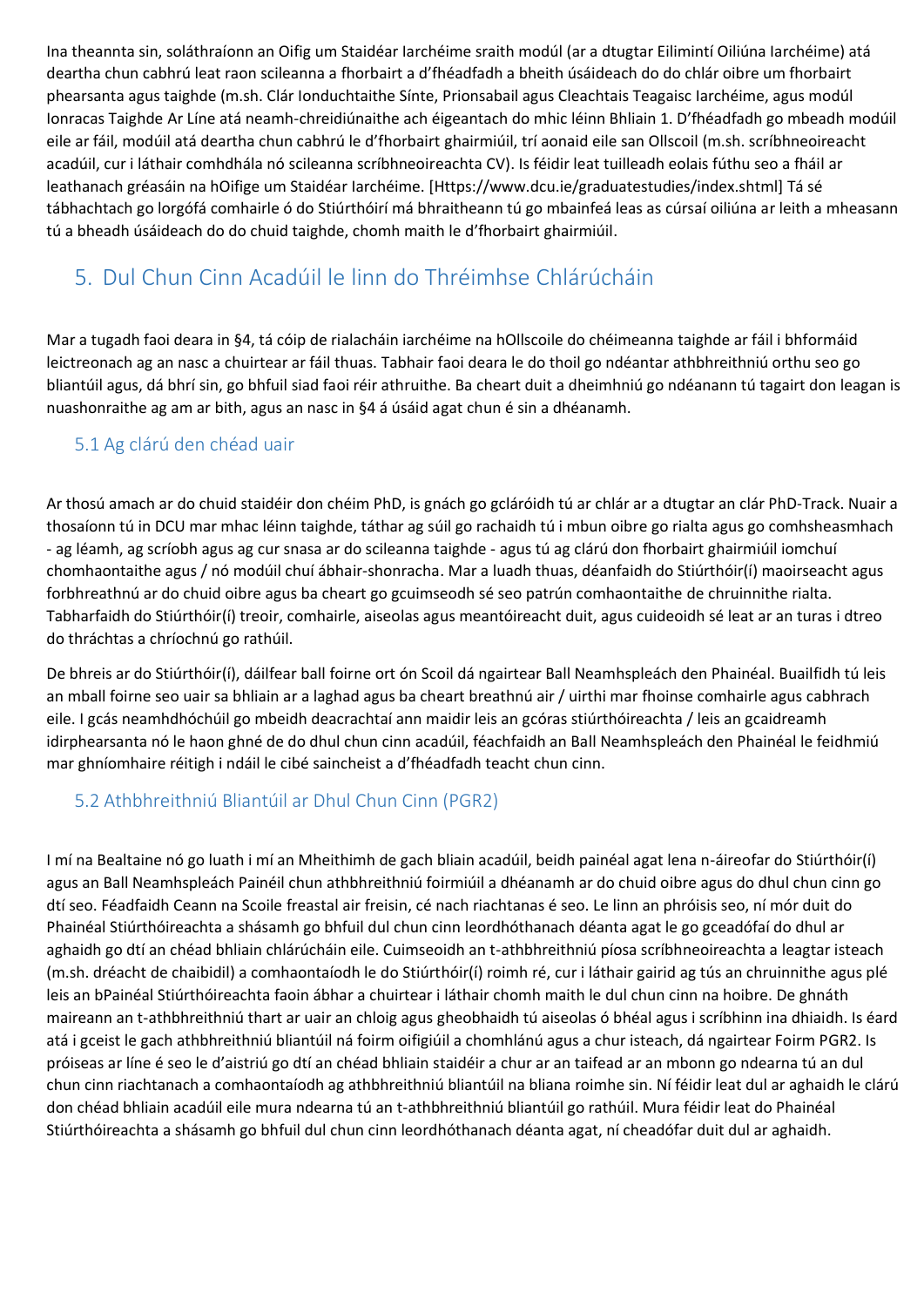Ina theannta sin, soláthraíonn an Oifig um Staidéar Iarchéime sraith modúl (ar a dtugtar Eilimintí Oiliúna Iarchéime) atá deartha chun cabhrú leat raon scileanna a fhorbairt a d'fhéadfadh a bheith úsáideach do do chlár oibre um fhorbairt phearsanta agus taighde (m.sh. Clár Ionduchtaithe Sínte, Prionsabail agus Cleachtais Teagaisc Iarchéime, agus modúl Ionracas Taighde Ar Líne atá neamh-chreidiúnaithe ach éigeantach do mhic léinn Bhliain 1. D'fhéadfadh go mbeadh modúil eile ar fáil, modúil atá deartha chun cabhrú le d'fhorbairt ghairmiúil, trí aonaid eile san Ollscoil (m.sh. scríbhneoireacht acadúil, cur i láthair comhdhála nó scileanna scríbhneoireachta CV). Is féidir leat tuilleadh eolais fúthu seo a fháil ar leathanach gréasáin na hOifige um Staidéar Iarchéime. [Https://www.dcu.ie/graduatestudies/index.shtml] Tá sé tábhachtach go lorgófá comhairle ó do Stiúrthóirí má bhraitheann tú go mbainfeá leas as cúrsaí oiliúna ar leith a mheasann tú a bheadh úsáideach do do chuid taighde, chomh maith le d'fhorbairt ghairmiúil.

## 5. Dul Chun Cinn Acadúil le linn do Thréimhse Chlárúcháin

Mar a tugadh faoi deara in §4, tá cóip de rialacháin iarchéime na hOllscoile do chéimeanna taighde ar fáil i bhformáid leictreonach ag an nasc a chuirtear ar fáil thuas. Tabhair faoi deara le do thoil go ndéantar athbhreithniú orthu seo go bliantúil agus, dá bhrí sin, go bhfuil siad faoi réir athruithe. Ba cheart duit a dheimhniú go ndéanann tú tagairt don leagan is nuashonraithe ag am ar bith, agus an nasc in §4 á úsáid agat chun é sin a dhéanamh.

### 5.1 Ag clárú den chéad uair

Ar thosú amach ar do chuid staidéir don chéim PhD, is gnách go gcláróidh tú ar chlár ar a dtugtar an clár PhD-Track. Nuair a thosaíonn tú in DCU mar mhac léinn taighde, táthar ag súil go rachaidh tú i mbun oibre go rialta agus go comhsheasmhach - ag léamh, ag scríobh agus ag cur snasa ar do scileanna taighde - agus tú ag clárú don fhorbairt ghairmiúil iomchuí chomhaontaithe agus / nó modúil chuí ábhair-shonracha. Mar a luadh thuas, déanfaidh do Stiúrthóir(í) maoirseacht agus forbhreathnú ar do chuid oibre agus ba cheart go gcuimseodh sé seo patrún comhaontaithe de chruinnithe rialta. Tabharfaidh do Stiúrthóir(í) treoir, comhairle, aiseolas agus meantóireacht duit, agus cuideoidh sé leat ar an turas i dtreo do thráchtas a chríochnú go rathúil.

De bhreis ar do Stiúrthóir(í), dáilfear ball foirne ort ón Scoil dá ngairtear Ball Neamhspleách den Phainéal. Buailfidh tú leis an mball foirne seo uair sa bhliain ar a laghad agus ba cheart breathnú air / uirthi mar fhoinse comhairle agus cabhrach eile. I gcás neamhdhóchúil go mbeidh deacrachtaí ann maidir leis an gcóras stiúrthóireachta / leis an gcaidreamh idirphearsanta nó le haon ghné de do dhul chun cinn acadúil, féachfaidh an Ball Neamhspleách den Phainéal le feidhmiú mar ghníomhaire réitigh i ndáil le cibé saincheist a d'fhéadfadh teacht chun cinn.

### 5.2 Athbhreithniú Bliantúil ar Dhul Chun Cinn (PGR2)

I mí na Bealtaine nó go luath i mí an Mheithimh de gach bliain acadúil, beidh painéal agat lena n-áireofar do Stiúrthóir(í) agus an Ball Neamhspleách Painéil chun athbhreithniú foirmiúil a dhéanamh ar do chuid oibre agus do dhul chun cinn go dtí seo. Féadfaidh Ceann na Scoile freastal air freisin, cé nach riachtanas é seo. Le linn an phróisis seo, ní mór duit do Phainéal Stiúrthóireachta a shásamh go bhfuil dul chun cinn leordhóthanach déanta agat le go gceadófaí do dhul ar aghaidh go dtí an chéad bhliain chlárúcháin eile. Cuimseoidh an t-athbhreithniú píosa scríbhneoireachta a leagtar isteach (m.sh. dréacht de chaibidil) a comhaontaíodh le do Stiúrthóir(í) roimh ré, cur i láthair gairid ag tús an chruinnithe agus plé leis an bPainéal Stiúrthóireachta faoin ábhar a chuirtear i láthair chomh maith le dul chun cinn na hoibre. De ghnáth maireann an t-athbhreithniú thart ar uair an chloig agus gheobhaidh tú aiseolas ó bhéal agus i scríbhinn ina dhiaidh. Is éard atá i gceist le gach athbhreithniú bliantúil ná foirm oifigiúil a chomhlánú agus a chur isteach, dá ngairtear Foirm PGR2. Is próiseas ar líne é seo le d'aistriú go dtí an chéad bhliain staidéir a chur ar an taifead ar an mbonn go ndearna tú an dul chun cinn riachtanach a comhaontaíodh ag athbhreithniú bliantúil na bliana roimhe sin. Ní féidir leat dul ar aghaidh le clárú don chéad bhliain acadúil eile mura ndearna tú an t-athbhreithniú bliantúil go rathúil. Mura féidir leat do Phainéal Stiúrthóireachta a shásamh go bhfuil dul chun cinn leordhóthanach déanta agat, ní cheadófar duit dul ar aghaidh.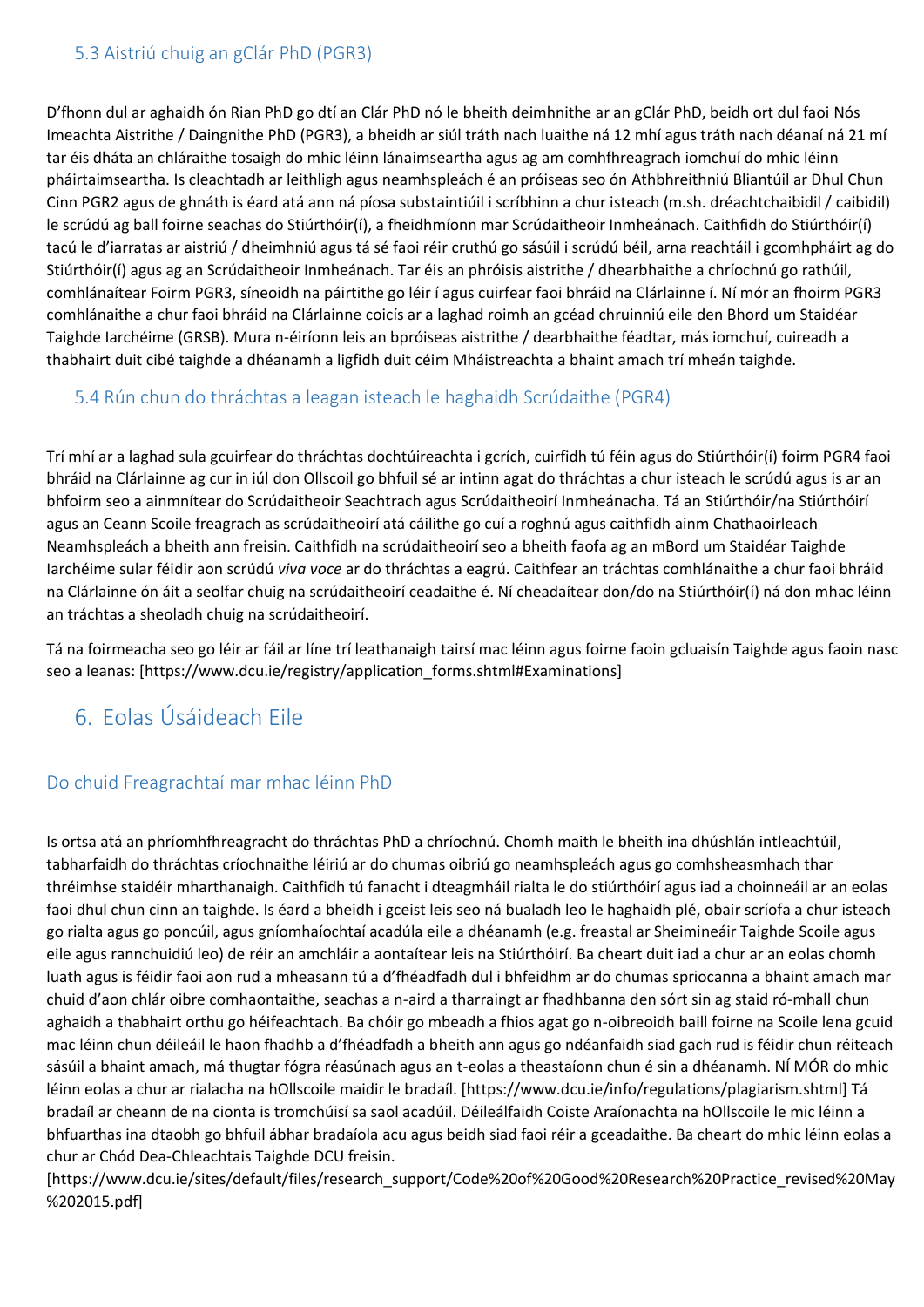### 5.3 Aistriú chuig an gClár PhD (PGR3)

D'fhonn dul ar aghaidh ón Rian PhD go dtí an Clár PhD nó le bheith deimhnithe ar an gClár PhD, beidh ort dul faoi Nós Imeachta Aistrithe / Daingnithe PhD (PGR3), a bheidh ar siúl tráth nach luaithe ná 12 mhí agus tráth nach déanaí ná 21 mí tar éis dháta an chláraithe tosaigh do mhic léinn lánaimseartha agus ag am comhfhreagrach iomchuí do mhic léinn pháirtaimseartha. Is cleachtadh ar leithligh agus neamhspleách é an próiseas seo ón Athbhreithniú Bliantúil ar Dhul Chun Cinn PGR2 agus de ghnáth is éard atá ann ná píosa substaintiúil i scríbhinn a chur isteach (m.sh. dréachtchaibidil / caibidil) le scrúdú ag ball foirne seachas do Stiúrthóir(í), a fheidhmíonn mar Scrúdaitheoir Inmheánach. Caithfidh do Stiúrthóir(í) tacú le d'iarratas ar aistriú / dheimhniú agus tá sé faoi réir cruthú go sásúil i scrúdú béil, arna reachtáil i gcomhpháirt ag do Stiúrthóir(í) agus ag an Scrúdaitheoir Inmheánach. Tar éis an phróisis aistrithe / dhearbhaithe a chríochnú go rathúil, comhlánaítear Foirm PGR3, síneoidh na páirtithe go léir í agus cuirfear faoi bhráid na Clárlainne í. Ní mór an fhoirm PGR3 comhlánaithe a chur faoi bhráid na Clárlainne coicís ar a laghad roimh an gcéad chruinniú eile den Bhord um Staidéar Taighde Iarchéime (GRSB). Mura n-éiríonn leis an bpróiseas aistrithe / dearbhaithe féadtar, más iomchuí, cuireadh a thabhairt duit cibé taighde a dhéanamh a ligfidh duit céim Mháistreachta a bhaint amach trí mheán taighde.

### 5.4 Rún chun do thráchtas a leagan isteach le haghaidh Scrúdaithe (PGR4)

Trí mhí ar a laghad sula gcuirfear do thráchtas dochtúireachta i gcrích, cuirfidh tú féin agus do Stiúrthóir(í) foirm PGR4 faoi bhráid na Clárlainne ag cur in iúl don Ollscoil go bhfuil sé ar intinn agat do thráchtas a chur isteach le scrúdú agus is ar an bhfoirm seo a ainmnítear do Scrúdaitheoir Seachtrach agus Scrúdaitheoirí Inmheánacha. Tá an Stiúrthóir/na Stiúrthóirí agus an Ceann Scoile freagrach as scrúdaitheoirí atá cáilithe go cuí a roghnú agus caithfidh ainm Chathaoirleach Neamhspleách a bheith ann freisin. Caithfidh na scrúdaitheoirí seo a bheith faofa ag an mBord um Staidéar Taighde Iarchéime sular féidir aon scrúdú *viva voce* ar do thráchtas a eagrú. Caithfear an tráchtas comhlánaithe a chur faoi bhráid na Clárlainne ón áit a seolfar chuig na scrúdaitheoirí ceadaithe é. Ní cheadaítear don/do na Stiúrthóir(í) ná don mhac léinn an tráchtas a sheoladh chuig na scrúdaitheoirí.

Tá na foirmeacha seo go léir ar fáil ar líne trí leathanaigh tairsí mac léinn agus foirne faoin gcluaisín Taighde agus faoin nasc seo a leanas: [https://www.dcu.ie/registry/application_forms.shtml#Examinations]

## 6. Eolas Úsáideach Eile

### Do chuid Freagrachtaí mar mhac léinn PhD

Is ortsa atá an phríomhfhreagracht do thráchtas PhD a chríochnú. Chomh maith le bheith ina dhúshlán intleachtúil, tabharfaidh do thráchtas críochnaithe léiriú ar do chumas oibriú go neamhspleách agus go comhsheasmhach thar thréimhse staidéir mharthanaigh. Caithfidh tú fanacht i dteagmháil rialta le do stiúrthóirí agus iad a choinneáil ar an eolas faoi dhul chun cinn an taighde. Is éard a bheidh i gceist leis seo ná bualadh leo le haghaidh plé, obair scríofa a chur isteach go rialta agus go poncúil, agus gníomhaíochtaí acadúla eile a dhéanamh (e.g. freastal ar Sheimineáir Taighde Scoile agus eile agus rannchuidiú leo) de réir an amchláir a aontaítear leis na Stiúrthóirí. Ba cheart duit iad a chur ar an eolas chomh luath agus is féidir faoi aon rud a mheasann tú a d'fhéadfadh dul i bhfeidhm ar do chumas spriocanna a bhaint amach mar chuid d'aon chlár oibre comhaontaithe, seachas a n-aird a tharraingt ar fhadhbanna den sórt sin ag staid ró-mhall chun aghaidh a thabhairt orthu go héifeachtach. Ba chóir go mbeadh a fhios agat go n-oibreoidh baill foirne na Scoile lena gcuid mac léinn chun déileáil le haon fhadhb a d'fhéadfadh a bheith ann agus go ndéanfaidh siad gach rud is féidir chun réiteach sásúil a bhaint amach, má thugtar fógra réasúnach agus an t-eolas a theastaíonn chun é sin a dhéanamh. NÍ MÓR do mhic léinn eolas a chur ar rialacha na hOllscoile maidir le bradaíl. [https://www.dcu.ie/info/regulations/plagiarism.shtml] Tá bradaíl ar cheann de na cionta is tromchúisí sa saol acadúil. Déileálfaidh Coiste Araíonachta na hOllscoile le mic léinn a bhfuarthas ina dtaobh go bhfuil ábhar bradaíola acu agus beidh siad faoi réir a gceadaithe. Ba cheart do mhic léinn eolas a chur ar Chód Dea-Chleachtais Taighde DCU freisin. [https://www.dcu.ie/sites/default/files/research_support/Code%20of%20Good%20Research%20Practice_revised%20May%202015.pdf]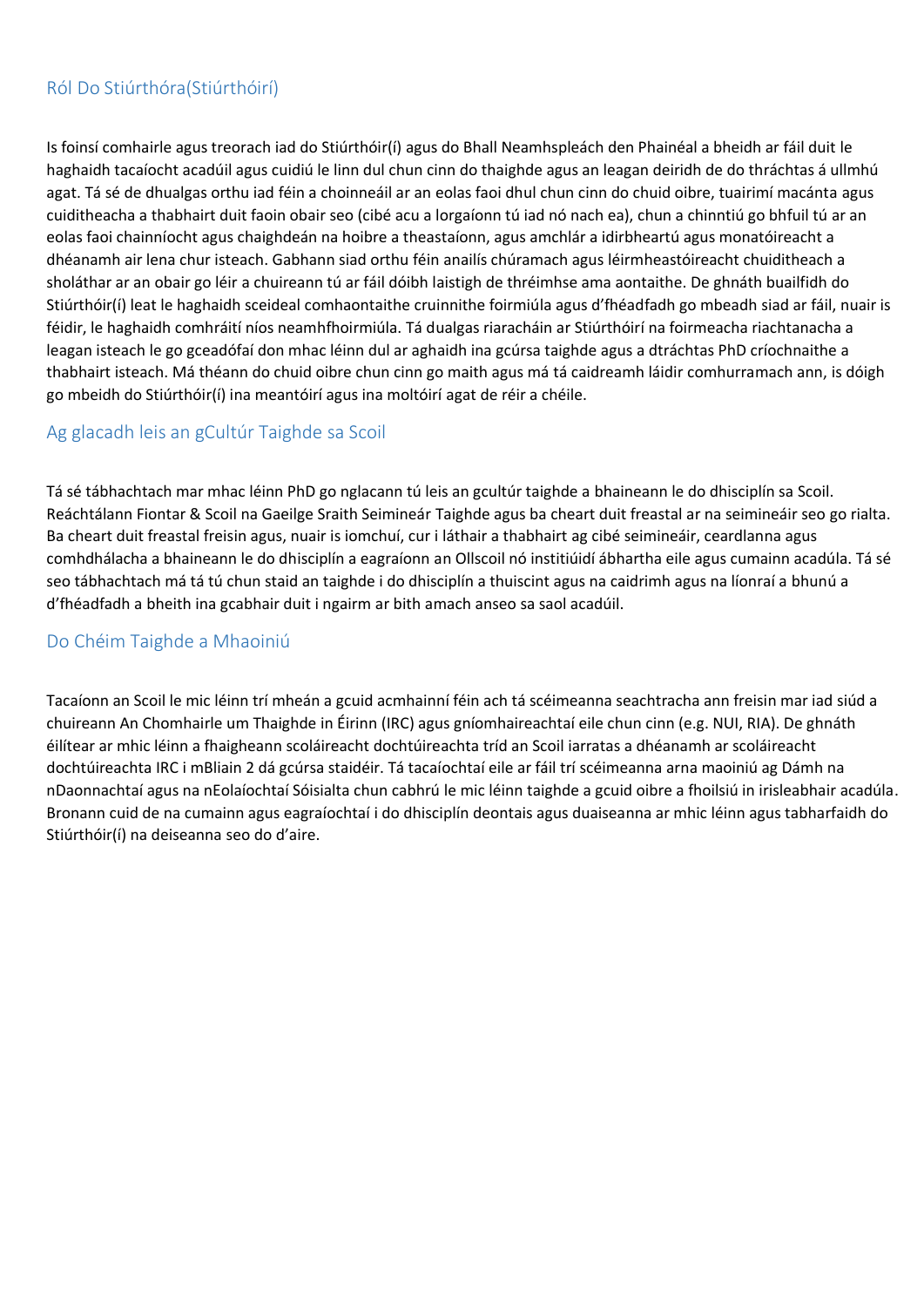## Ról Do Stiúrthóra(Stiúrthóirí)

Is foinsí comhairle agus treorach iad do Stiúrthóir(í) agus do Bhall Neamhspleách den Phainéal a bheidh ar fáil duit le haghaidh tacaíocht acadúil agus cuidiú le linn dul chun cinn do thaighde agus an leagan deiridh de do thráchtas á ullmhú agat. Tá sé de dhualgas orthu iad féin a choinneáil ar an eolas faoi dhul chun cinn do chuid oibre, tuairimí macánta agus cuiditheacha a thabhairt duit faoin obair seo (cibé acu a lorgaíonn tú iad nó nach ea), chun a chinntiú go bhfuil tú ar an eolas faoi chainníocht agus chaighdeán na hoibre a theastaíonn, agus amchlár a idirbheartú agus monatóireacht a dhéanamh air lena chur isteach. Gabhann siad orthu féin anailís chúramach agus léirmheastóireacht chuiditheach a sholáthar ar an obair go léir a chuireann tú ar fáil dóibh laistigh de thréimhse ama aontaithe. De ghnáth buailfidh do Stiúrthóir(í) leat le haghaidh sceideal comhaontaithe cruinnithe foirmiúla agus d'fhéadfadh go mbeadh siad ar fáil, nuair is féidir, le haghaidh comhráití níos neamhfhoirmiúla. Tá dualgas riaracháin ar Stiúrthóirí na foirmeacha riachtanacha a leagan isteach le go gceadófaí don mhac léinn dul ar aghaidh ina gcúrsa taighde agus a dtráchtas PhD críochnaithe a thabhairt isteach. Má théann do chuid oibre chun cinn go maith agus má tá caidreamh láidir comhurramach ann, is dóigh go mbeidh do Stiúrthóir(í) ina meantóirí agus ina moltóirí agat de réir a chéile.

## Ag glacadh leis an gCultúr Taighde sa Scoil

Tá sé tábhachtach mar mhac léinn PhD go nglacann tú leis an gcultúr taighde a bhaineann le do dhisciplín sa Scoil. Reáchtálann Fiontar & Scoil na Gaeilge Sraith Seimineár Taighde agus ba cheart duit freastal ar na seimineáir seo go rialta. Ba cheart duit freastal freisin agus, nuair is iomchuí, cur i láthair a thabhairt ag cibé seimineáir, ceardlanna agus comhdhálacha a bhaineann le do dhisciplín a eagraíonn an Ollscoil nó institiúidí ábhartha eile agus cumainn acadúla. Tá sé seo tábhachtach má tá tú chun staid an taighde i do dhisciplín a thuiscint agus na caidrimh agus na líonraí a bhunú a d'fhéadfadh a bheith ina gcabhair duit i ngairm ar bith amach anseo sa saol acadúil.

## Do Chéim Taighde a Mhaoiniú

Tacaíonn an Scoil le mic léinn trí mheán a gcuid acmhainní féin ach tá scéimeanna seachtracha ann freisin mar iad siúd a chuireann An Chomhairle um Thaighde in Éirinn (IRC) agus gníomhaireachtaí eile chun cinn (e.g. NUI, RIA). De ghnáth éilítear ar mhic léinn a fhaigheann scoláireacht dochtúireachta tríd an Scoil iarratas a dhéanamh ar scoláireacht dochtúireachta IRC i mBliain 2 dá gcúrsa staidéir. Tá tacaíochtaí eile ar fáil trí scéimeanna arna maoiniú ag Dámh na nDaonnachtaí agus na nEolaíochtaí Sóisialta chun cabhrú le mic léinn taighde a gcuid oibre a fhoilsiú in irisleabhair acadúla. Bronnann cuid de na cumainn agus eagraíochtaí i do dhisciplín deontais agus duaiseanna ar mhic léinn agus tabharfaidh do Stiúrthóir(í) na deiseanna seo do d'aire.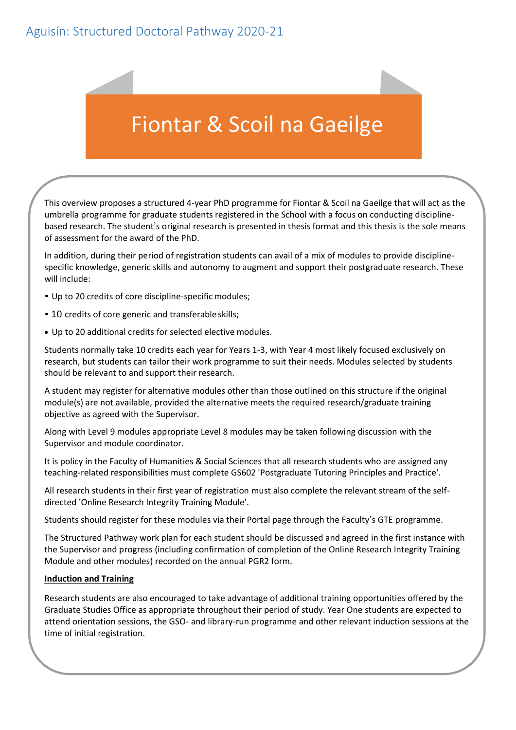Aguisín: Structured Doctoral Pathway 2020-21

# Fiontar & Scoil na Gaeilge

This overview proposes a structured 4-year PhD programme for Fiontar & Scoil na Gaeilge that will act as the umbrella programme for graduate students registered in the School with a focus on conducting discipline-based research. The student's original research is presented in thesis format and this thesis is the sole means of assessment for the award of the PhD.

In addition, during their period of registration students can avail of a mix of modules to provide discipline-specific knowledge, generic skills and autonomy to augment and support their postgraduate research. These will include:

- Up to 20 credits of core discipline-specific modules;
- 10 credits of core generic and transferable skills;
- Up to 20 additional credits for selected elective modules.

Students normally take 10 credits each year for Years 1-3, with Year 4 most likely focused exclusively on research, but students can tailor their work programme to suit their needs. Modules selected by students should be relevant to and support their research.

A student may register for alternative modules other than those outlined on this structure if the original module(s) are not available, provided the alternative meets the required research/graduate training objective as agreed with the Supervisor.

Along with Level 9 modules appropriate Level 8 modules may be taken following discussion with the Supervisor and module coordinator.

It is policy in the Faculty of Humanities & Social Sciences that all research students who are assigned any teaching-related responsibilities must complete GS602 'Postgraduate Tutoring Principles and Practice'.

All research students in their first year of registration must also complete the relevant stream of the self-directed 'Online Research Integrity Training Module'.

Students should register for these modules via their Portal page through the Faculty's GTE programme.

The Structured Pathway work plan for each student should be discussed and agreed in the first instance with the Supervisor and progress (including confirmation of completion of the Online Research Integrity Training Module and other modules) recorded on the annual PGR2 form.

**Induction and Training**

Research students are also encouraged to take advantage of additional training opportunities offered by the Graduate Studies Office as appropriate throughout their period of study. Year One students are expected to attend orientation sessions, the GSO- and library-run programme and other relevant induction sessions at the time of initial registration.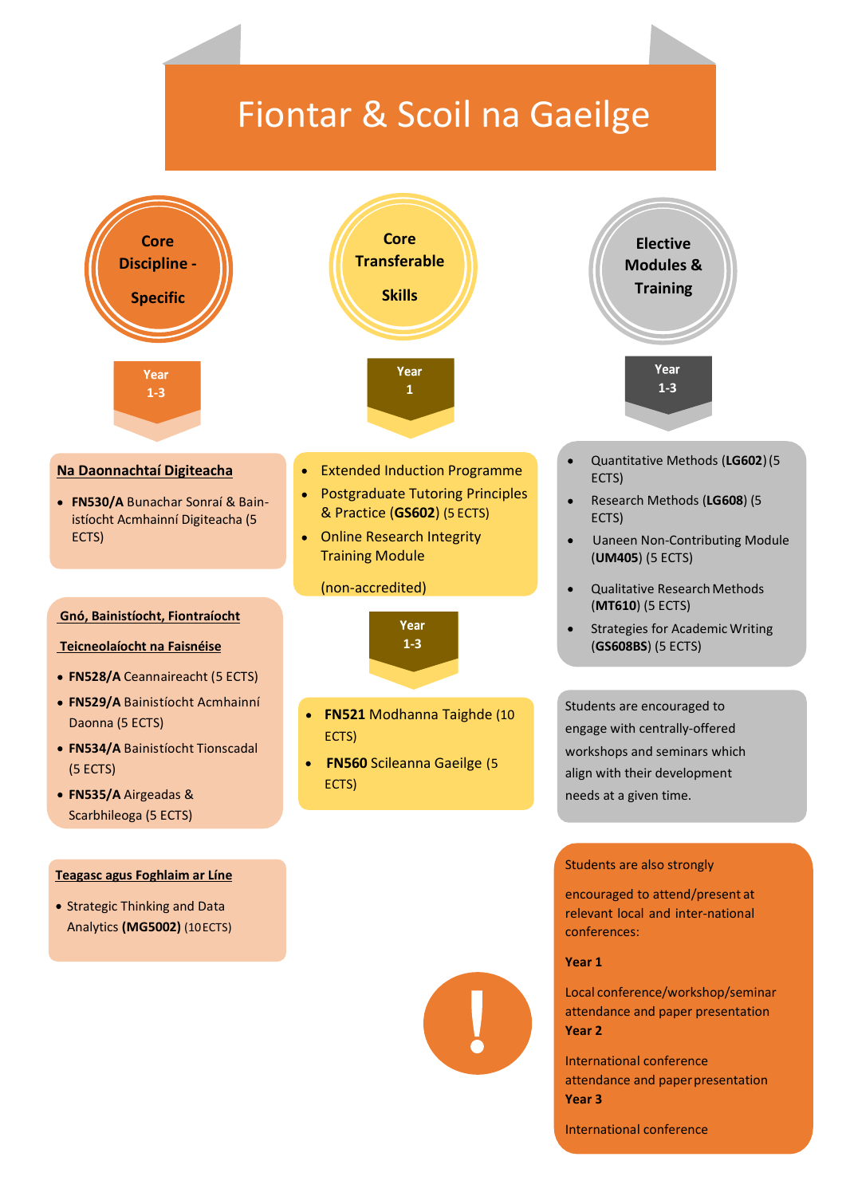# Fiontar & Scoil na Gaeilge

## Core Discipline - Specific

**Year 1-3**

**Na Daonnachtaí Digiteacha**

- **FN530/A** Bunachar Sonraí & Bain-istíocht Acmhainní Digiteacha (5 ECTS)

**Gnó, Bainistíocht, Fiontraíocht**

**Teicneolaíocht na Faisnéise**

- **FN528/A** Ceannaireacht (5 ECTS)
- **FN529/A** Bainistíocht Acmhainní Daonna (5 ECTS)
- **FN534/A** Bainistíocht Tionscadal (5 ECTS)
- **FN535/A** Airgeadas & Scarbhileoga (5 ECTS)

**Teagasc agus Foghlaim ar Líne**

- Strategic Thinking and Data Analytics **(MG5002)** (10 ECTS)

## Core Transferable Skills

**Year 1**

- Extended Induction Programme
- Postgraduate Tutoring Principles & Practice (**GS602**) (5 ECTS)
- Online Research Integrity Training Module

  (non-accredited)

**Year 1-3**

- **FN521** Modhanna Taighde (10 ECTS)
- **FN560** Scileanna Gaeilge (5 ECTS)

## Elective Modules & Training

**Year 1-3**

- Quantitative Methods (**LG602**) (5 ECTS)
- Research Methods (**LG608**) (5 ECTS)
- Uaneen Non-Contributing Module (**UM405**) (5 ECTS)
- Qualitative Research Methods (**MT610**) (5 ECTS)
- Strategies for Academic Writing (**GS608BS**) (5 ECTS)

Students are encouraged to engage with centrally-offered workshops and seminars which align with their development needs at a given time.

Students are also strongly encouraged to attend/present at relevant local and inter-national conferences:

**Year 1**

Local conference/workshop/seminar attendance and paper presentation

**Year 2**

International conference attendance and paper presentation

**Year 3**

International conference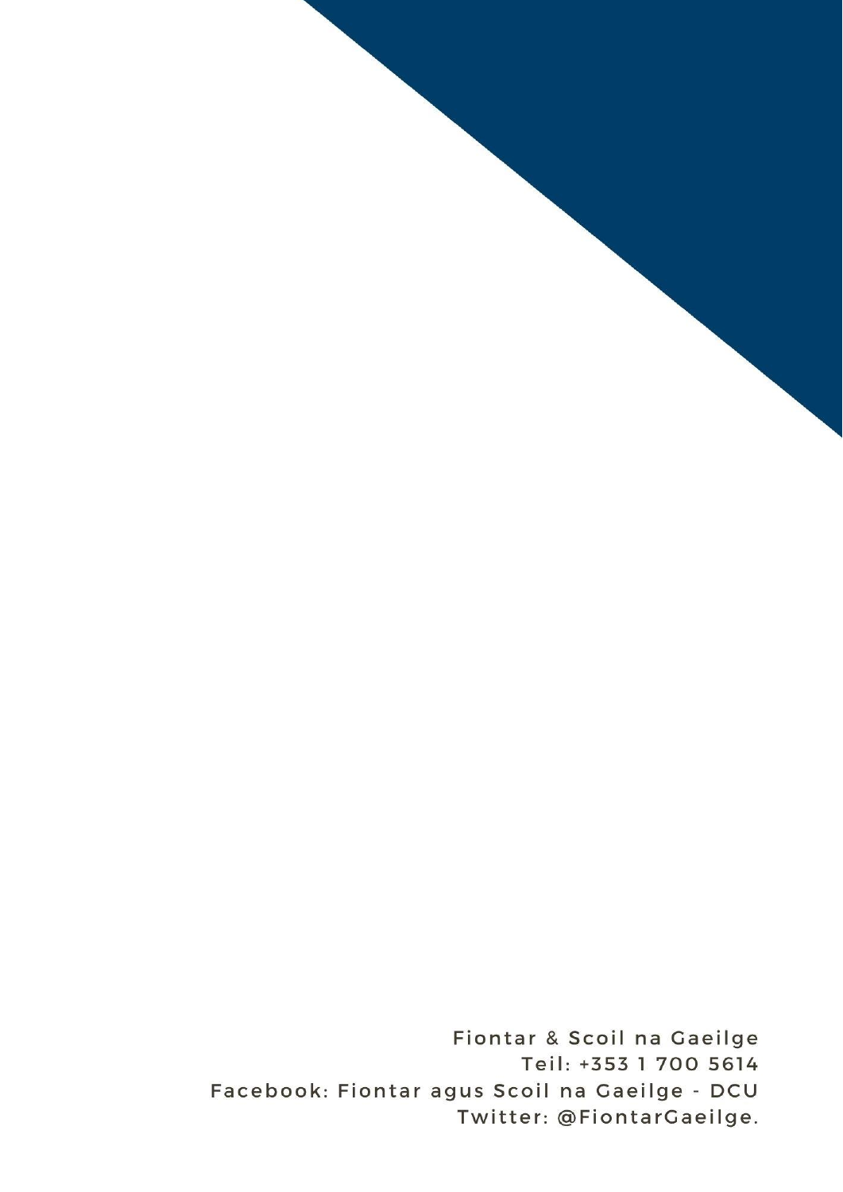Fiontar & Scoil na Gaeilge
Teil: +353 1 700 5614
Facebook: Fiontar agus Scoil na Gaeilge - DCU
Twitter: @FiontarGaeilge.